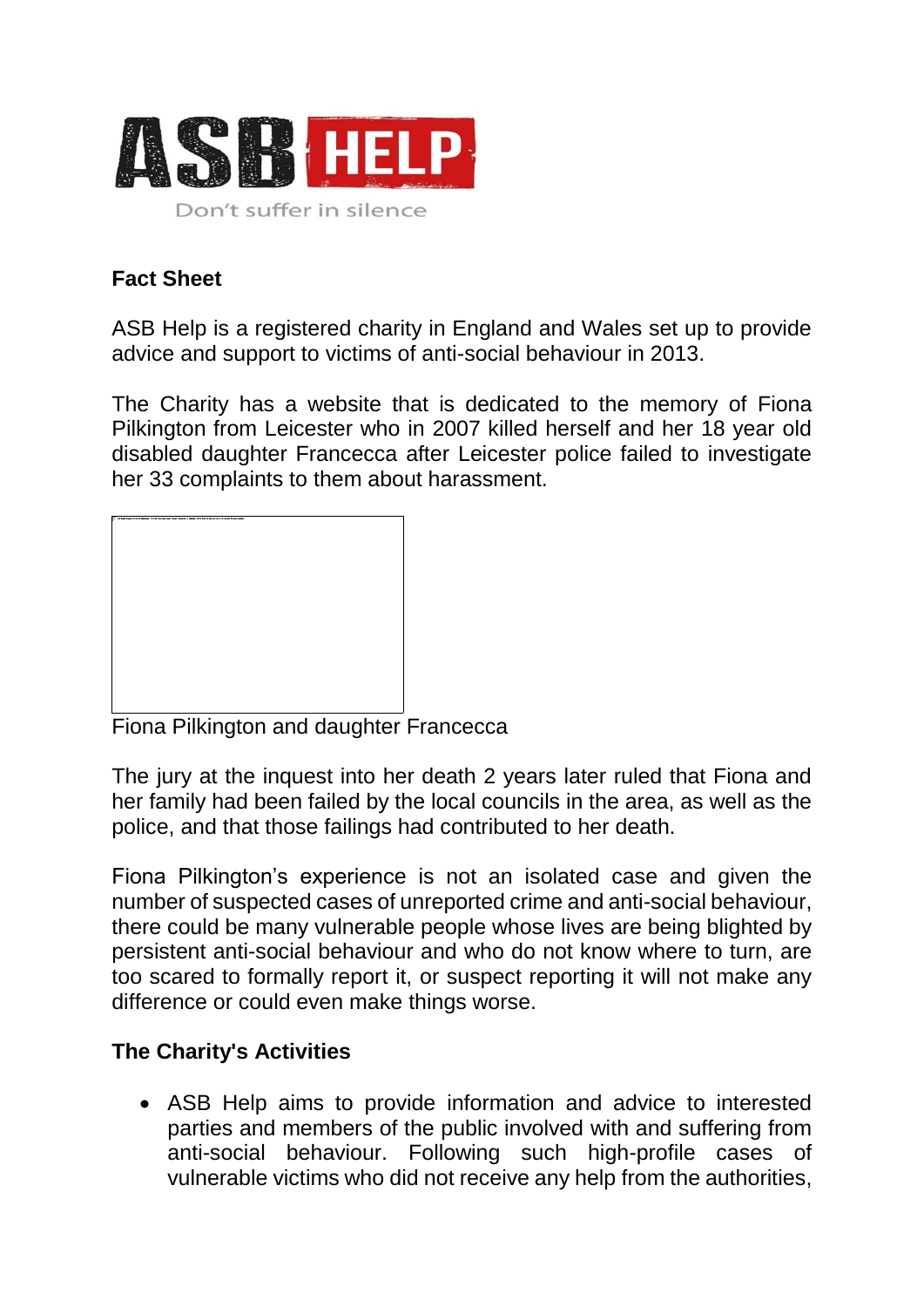ASB HELP

Don't suffer in silence

**Fact Sheet**

ASB Help is a registered charity in England and Wales set up to provide advice and support to victims of anti-social behaviour in 2013.

The Charity has a website that is dedicated to the memory of Fiona Pilkington from Leicester who in 2007 killed herself and her 18 year old disabled daughter Francecca after Leicester police failed to investigate her 33 complaints to them about harassment.

Fiona Pilkington and daughter Francecca

The jury at the inquest into her death 2 years later ruled that Fiona and her family had been failed by the local councils in the area, as well as the police, and that those failings had contributed to her death.

Fiona Pilkington's experience is not an isolated case and given the number of suspected cases of unreported crime and anti-social behaviour, there could be many vulnerable people whose lives are being blighted by persistent anti-social behaviour and who do not know where to turn, are too scared to formally report it, or suspect reporting it will not make any difference or could even make things worse.

**The Charity's Activities**

- ASB Help aims to provide information and advice to interested parties and members of the public involved with and suffering from anti-social behaviour. Following such high-profile cases of vulnerable victims who did not receive any help from the authorities,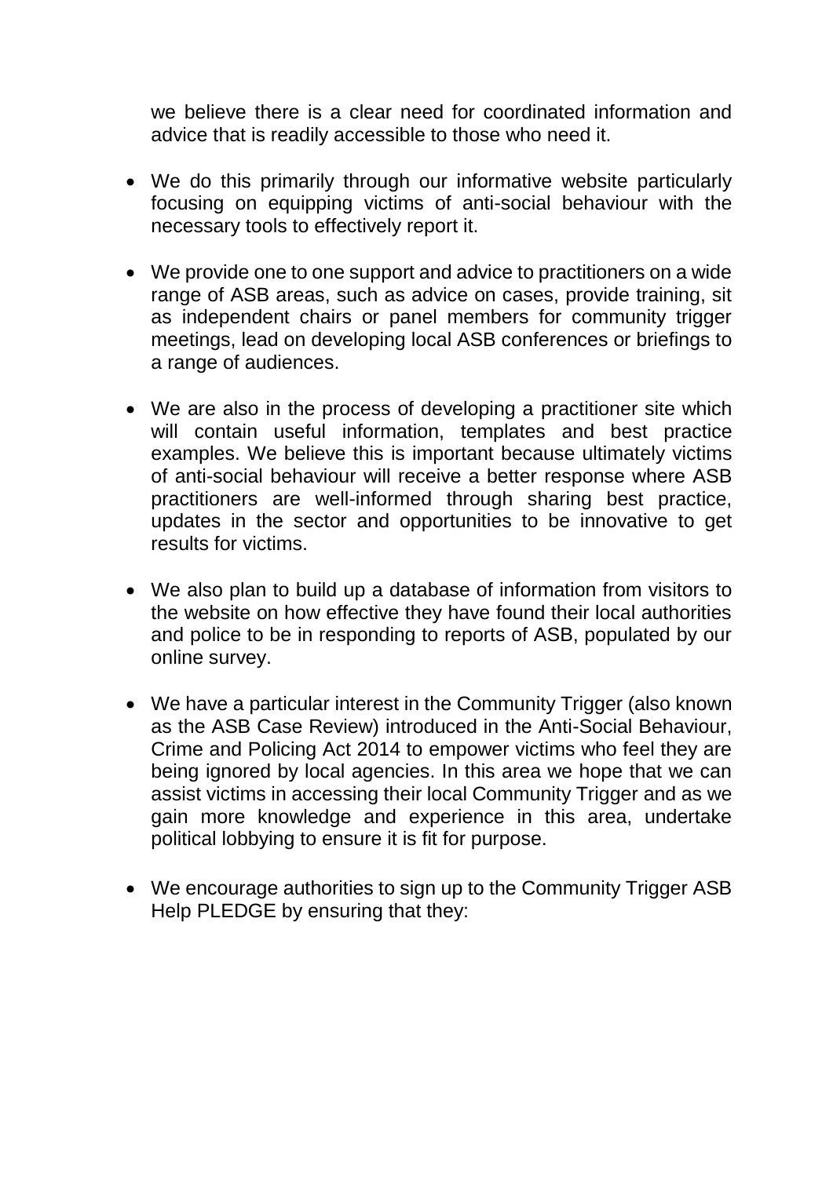we believe there is a clear need for coordinated information and advice that is readily accessible to those who need it.

- We do this primarily through our informative website particularly focusing on equipping victims of anti-social behaviour with the necessary tools to effectively report it.

- We provide one to one support and advice to practitioners on a wide range of ASB areas, such as advice on cases, provide training, sit as independent chairs or panel members for community trigger meetings, lead on developing local ASB conferences or briefings to a range of audiences.

- We are also in the process of developing a practitioner site which will contain useful information, templates and best practice examples. We believe this is important because ultimately victims of anti-social behaviour will receive a better response where ASB practitioners are well-informed through sharing best practice, updates in the sector and opportunities to be innovative to get results for victims.

- We also plan to build up a database of information from visitors to the website on how effective they have found their local authorities and police to be in responding to reports of ASB, populated by our online survey.

- We have a particular interest in the Community Trigger (also known as the ASB Case Review) introduced in the Anti-Social Behaviour, Crime and Policing Act 2014 to empower victims who feel they are being ignored by local agencies. In this area we hope that we can assist victims in accessing their local Community Trigger and as we gain more knowledge and experience in this area, undertake political lobbying to ensure it is fit for purpose.

- We encourage authorities to sign up to the Community Trigger ASB Help PLEDGE by ensuring that they: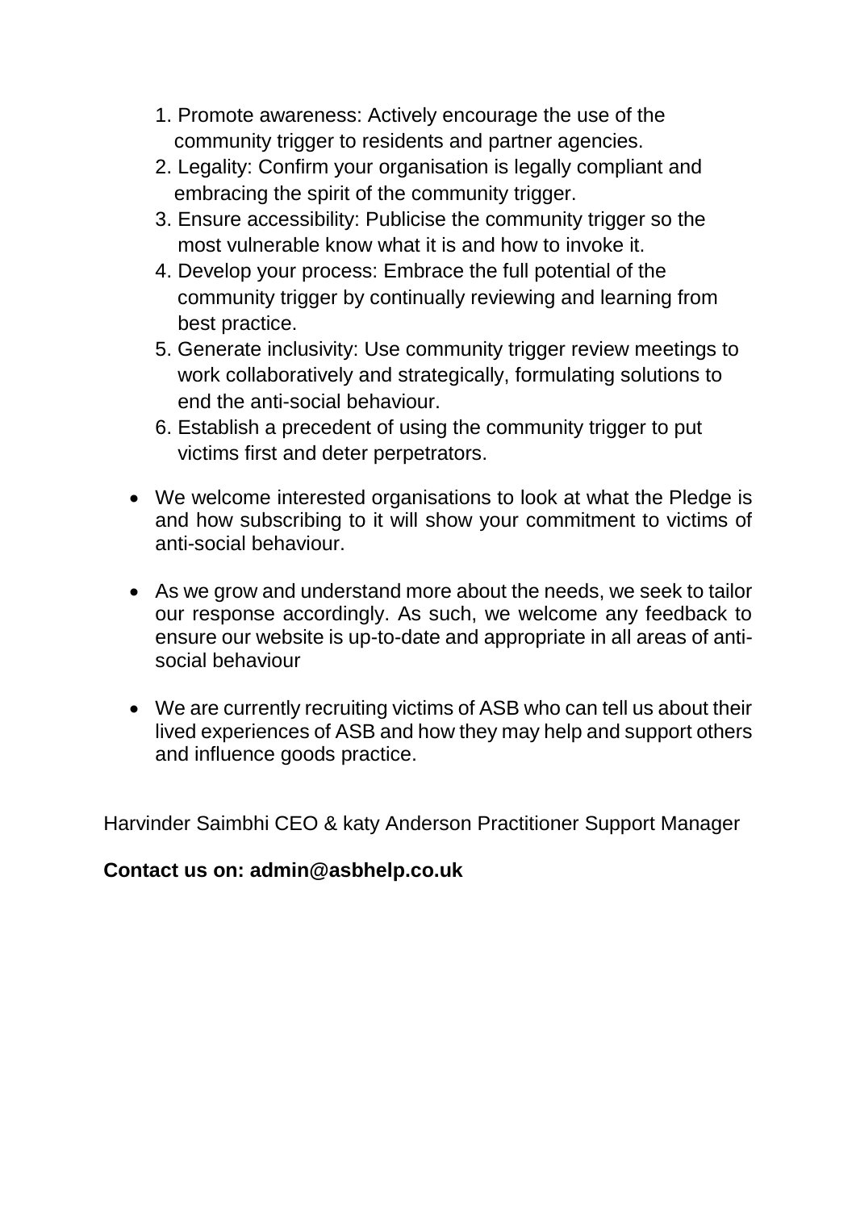1. Promote awareness: Actively encourage the use of the community trigger to residents and partner agencies.
2. Legality: Confirm your organisation is legally compliant and embracing the spirit of the community trigger.
3. Ensure accessibility: Publicise the community trigger so the most vulnerable know what it is and how to invoke it.
4. Develop your process: Embrace the full potential of the community trigger by continually reviewing and learning from best practice.
5. Generate inclusivity: Use community trigger review meetings to work collaboratively and strategically, formulating solutions to end the anti-social behaviour.
6. Establish a precedent of using the community trigger to put victims first and deter perpetrators.

- We welcome interested organisations to look at what the Pledge is and how subscribing to it will show your commitment to victims of anti-social behaviour.

- As we grow and understand more about the needs, we seek to tailor our response accordingly. As such, we welcome any feedback to ensure our website is up-to-date and appropriate in all areas of anti-social behaviour

- We are currently recruiting victims of ASB who can tell us about their lived experiences of ASB and how they may help and support others and influence goods practice.

Harvinder Saimbhi CEO & katy Anderson Practitioner Support Manager

**Contact us on: admin@asbhelp.co.uk**